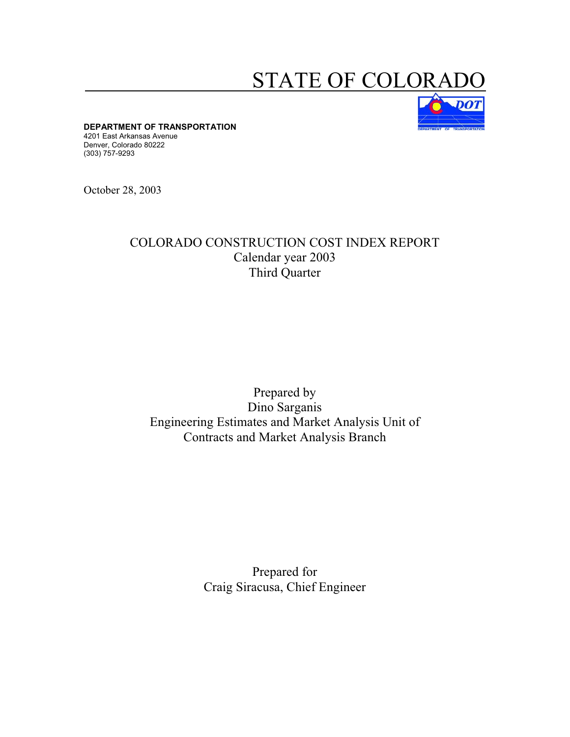# STATE OF COLORADO

**DEPARTMENT OF TRANSPORTATION**
4201 East Arkansas Avenue
Denver, Colorado 80222
(303) 757-9293

October 28, 2003

## COLORADO CONSTRUCTION COST INDEX REPORT
Calendar year 2003
Third Quarter

Prepared by
Dino Sarganis
Engineering Estimates and Market Analysis Unit of
Contracts and Market Analysis Branch

Prepared for
Craig Siracusa, Chief Engineer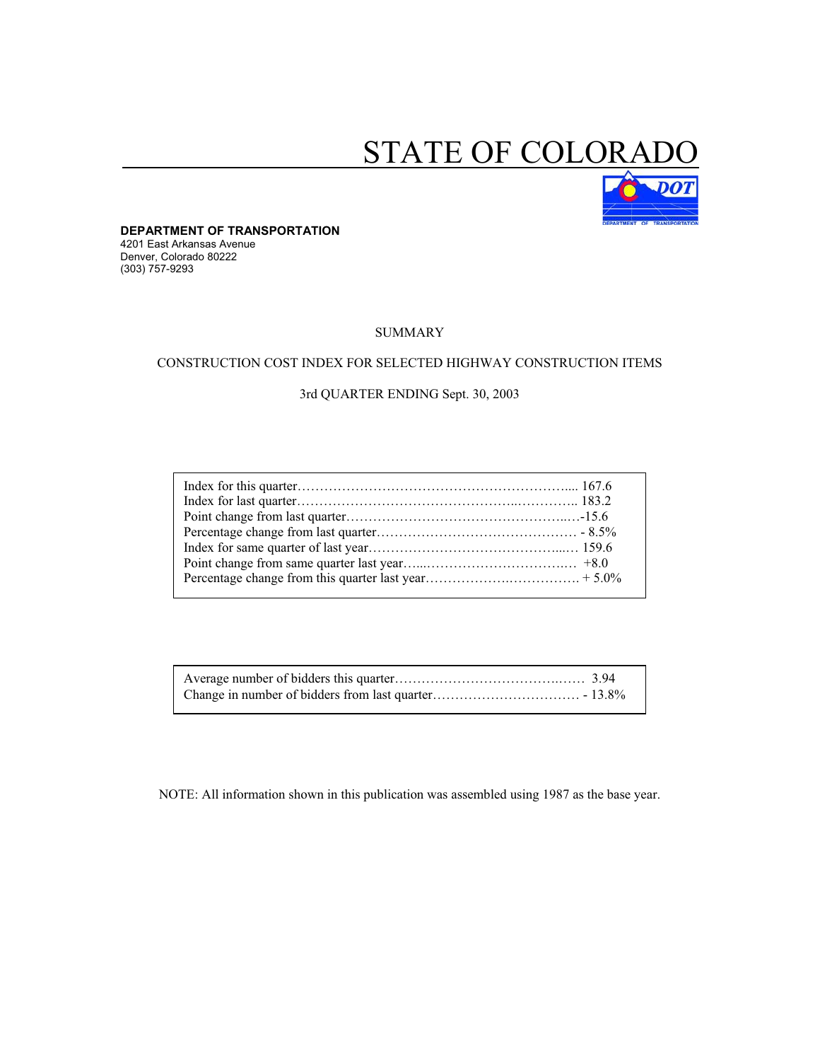# STATE OF COLORADO

**DEPARTMENT OF TRANSPORTATION**
4201 East Arkansas Avenue
Denver, Colorado 80222
(303) 757-9293

SUMMARY

CONSTRUCTION COST INDEX FOR SELECTED HIGHWAY CONSTRUCTION ITEMS

3rd QUARTER ENDING Sept. 30, 2003

| | |
|---|---|
| Index for this quarter | 167.6 |
| Index for last quarter | 183.2 |
| Point change from last quarter | -15.6 |
| Percentage change from last quarter | - 8.5% |
| Index for same quarter of last year | 159.6 |
| Point change from same quarter last year | +8.0 |
| Percentage change from this quarter last year | + 5.0% |

| | |
|---|---|
| Average number of bidders this quarter | 3.94 |
| Change in number of bidders from last quarter | - 13.8% |

NOTE: All information shown in this publication was assembled using 1987 as the base year.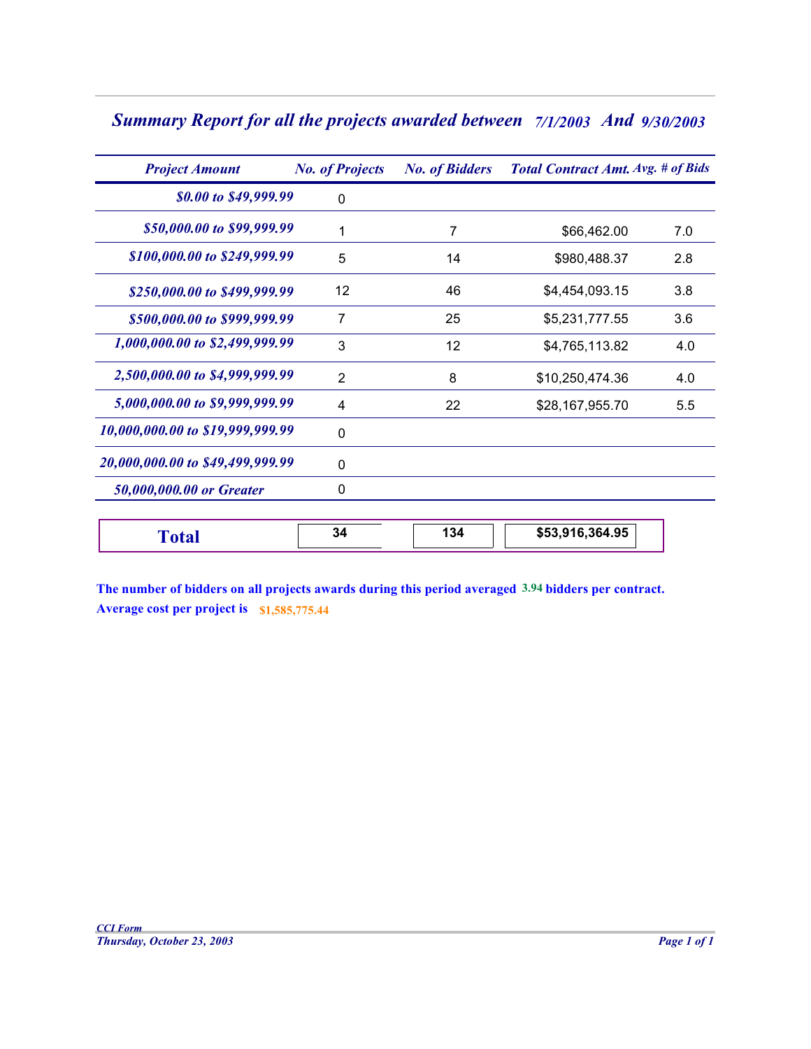## *Summary Report for all the projects awarded between 7/1/2003 And 9/30/2003*

| *Project Amount* | *No. of Projects* | *No. of Bidders* | *Total Contract Amt.* | *Avg. # of Bids* |
|---|---|---|---|---|
| *$0.00 to $49,999.99* | 0 | | | |
| *$50,000.00 to $99,999.99* | 1 | 7 | $66,462.00 | 7.0 |
| *$100,000.00 to $249,999.99* | 5 | 14 | $980,488.37 | 2.8 |
| *$250,000.00 to $499,999.99* | 12 | 46 | $4,454,093.15 | 3.8 |
| *$500,000.00 to $999,999.99* | 7 | 25 | $5,231,777.55 | 3.6 |
| *1,000,000.00 to $2,499,999.99* | 3 | 12 | $4,765,113.82 | 4.0 |
| *2,500,000.00 to $4,999,999.99* | 2 | 8 | $10,250,474.36 | 4.0 |
| *5,000,000.00 to $9,999,999.99* | 4 | 22 | $28,167,955.70 | 5.5 |
| *10,000,000.00 to $19,999,999.99* | 0 | | | |
| *20,000,000.00 to $49,499,999.99* | 0 | | | |
| *50,000,000.00 or Greater* | 0 | | | |
| **Total** | **34** | **134** | **$53,916,364.95** | |

**The number of bidders on all projects awards during this period averaged 3.94 bidders per contract.**

**Average cost per project is $1,585,775.44**

*CCI Form*

*Thursday, October 23, 2003*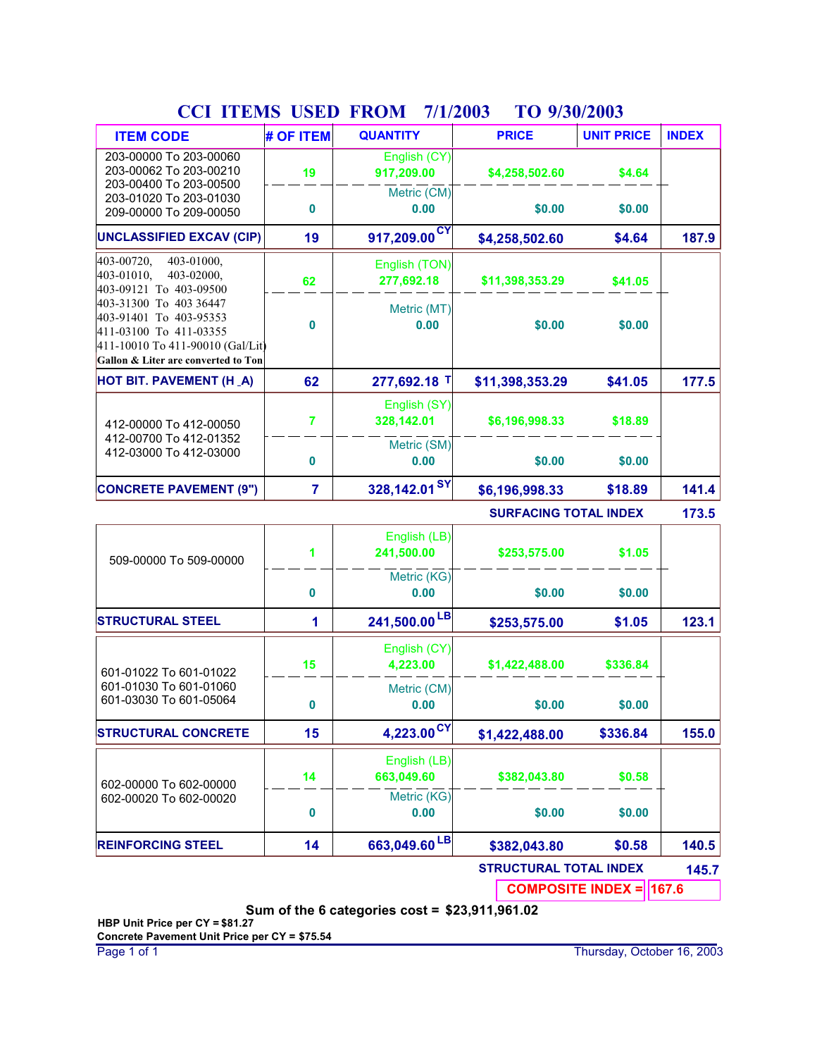# CCI ITEMS USED FROM 7/1/2003 TO 9/30/2003

| ITEM CODE | # OF ITEM | QUANTITY | PRICE | UNIT PRICE | INDEX |
|---|---|---|---|---|---|
| 203-00000 To 203-00060<br>203-00062 To 203-00210<br>203-00400 To 203-00500<br>203-01020 To 203-01030<br>209-00000 To 209-00050 | 19 | English (CY)<br>917,209.00 | $4,258,502.60 | $4.64 | |
| | 0 | Metric (CM)<br>0.00 | $0.00 | $0.00 | |
| **UNCLASSIFIED EXCAV (CIP)** | **19** | **917,209.00 CY** | **$4,258,502.60** | **$4.64** | **187.9** |
| 403-00720, 403-01000,<br>403-01010, 403-02000,<br>403-09121 To 403-09500<br>403-31300 To 403 36447<br>403-91401 To 403-95353<br>411-03100 To 411-03355<br>411-10010 To 411-90010 (Gal/Lit)<br>Gallon & Liter are converted to Ton | 62 | English (TON)<br>277,692.18 | $11,398,353.29 | $41.05 | |
| | 0 | Metric (MT)<br>0.00 | $0.00 | $0.00 | |
| **HOT BIT. PAVEMENT (H_A)** | **62** | **277,692.18 T** | **$11,398,353.29** | **$41.05** | **177.5** |
| 412-00000 To 412-00050<br>412-00700 To 412-01352<br>412-03000 To 412-03000 | 7 | English (SY)<br>328,142.01 | $6,196,998.33 | $18.89 | |
| | 0 | Metric (SM)<br>0.00 | $0.00 | $0.00 | |
| **CONCRETE PAVEMENT (9")** | **7** | **328,142.01 SY** | **$6,196,998.33** | **$18.89** | **141.4** |
| | | | **SURFACING TOTAL INDEX** | | **173.5** |
| 509-00000 To 509-00000 | 1 | English (LB)<br>241,500.00 | $253,575.00 | $1.05 | |
| | 0 | Metric (KG)<br>0.00 | $0.00 | $0.00 | |
| **STRUCTURAL STEEL** | **1** | **241,500.00 LB** | **$253,575.00** | **$1.05** | **123.1** |
| 601-01022 To 601-01022<br>601-01030 To 601-01060<br>601-03030 To 601-05064 | 15 | English (CY)<br>4,223.00 | $1,422,488.00 | $336.84 | |
| | 0 | Metric (CM)<br>0.00 | $0.00 | $0.00 | |
| **STRUCTURAL CONCRETE** | **15** | **4,223.00 CY** | **$1,422,488.00** | **$336.84** | **155.0** |
| 602-00000 To 602-00000<br>602-00020 To 602-00020 | 14 | English (LB)<br>663,049.60 | $382,043.80 | $0.58 | |
| | 0 | Metric (KG)<br>0.00 | $0.00 | $0.00 | |
| **REINFORCING STEEL** | **14** | **663,049.60 LB** | **$382,043.80** | **$0.58** | **140.5** |
| | | | **STRUCTURAL TOTAL INDEX** | | **145.7** |
| | | | **COMPOSITE INDEX =** | | **167.6** |

**Sum of the 6 categories cost = $23,911,961.02**

**HBP Unit Price per CY = $81.27**

**Concrete Pavement Unit Price per CY = $75.54**

Thursday, October 16, 2003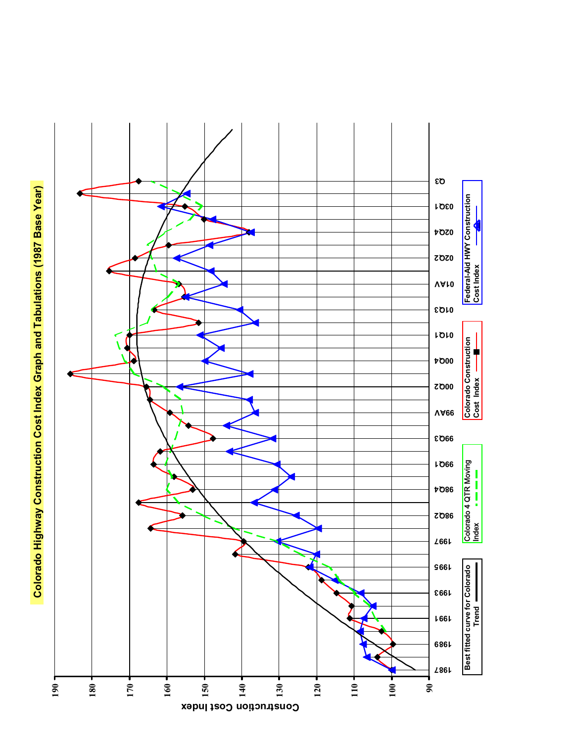# Colorado Highway Construction Cost Index Graph and Tabulations (1987 Base Year)

Construction Cost Index

190
180
170
160
150
140
130
120
110
100
90

1987
1989
1991
1993
1995
1997
98Q2
98Q4
99Q1
99Q3
99AV
00Q2
00Q4
01Q1
01Q3
01AV
02Q2
02Q4
03Q1
Q3

Best fitted curve for Colorado Trend

Colorado 4 QTR Moving Index

Colorado Construction Cost Index

Federal-Aid HWY Construction Cost Index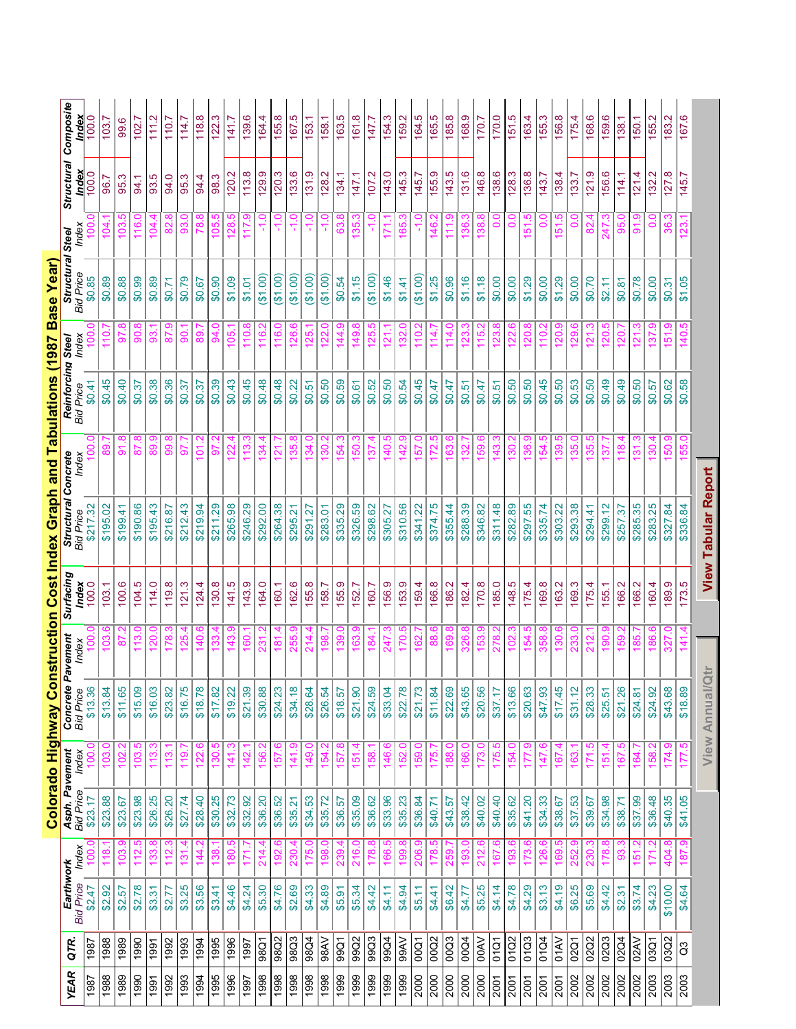# Colorado Highway Construction Cost Index Graph and Tabulations (1987 Base Year)

| YEAR | QTR. | Earthwork Bid Price | Earthwork Index | Asph. Pavement Bid Price | Asph. Pavement Index | Concrete Pavement Bid Price | Concrete Pavement Index | Surfacing Index | Structural Concrete Bid Price | Structural Concrete Index | Reinforcing Steel Bid Price | Reinforcing Steel Index | Structural Steel Bid Price | Structural Steel Index | Structural Index | Composite Index |
|---|---|---|---|---|---|---|---|---|---|---|---|---|---|---|---|---|
| 1987 | 1987 | $2.47 | 100.0 | $23.17 | 100.0 | $13.36 | 100.0 | 100.0 | $217.32 | 100.0 | $0.41 | 100.0 | $0.85 | 100.0 | 100.0 | 100.0 |
| 1988 | 1988 | $2.92 | 118.1 | $23.88 | 103.0 | $13.84 | 103.6 | 103.1 | $195.02 | 89.7 | $0.45 | 110.7 | $0.89 | 104.1 | 96.7 | 103.7 |
| 1989 | 1989 | $2.57 | 103.9 | $23.67 | 102.2 | $11.65 | 87.2 | 100.6 | $199.41 | 91.8 | $0.40 | 97.8 | $0.88 | 103.5 | 95.3 | 99.6 |
| 1990 | 1990 | $2.78 | 112.5 | $23.98 | 103.5 | $15.09 | 113.0 | 104.5 | $190.86 | 87.8 | $0.37 | 90.8 | $0.99 | 116.0 | 94.1 | 102.7 |
| 1991 | 1991 | $3.31 | 133.8 | $26.25 | 113.3 | $16.03 | 120.0 | 114.0 | $195.43 | 89.9 | $0.38 | 93.1 | $0.89 | 104.4 | 93.5 | 111.2 |
| 1992 | 1992 | $2.77 | 112.3 | $26.20 | 113.1 | $23.82 | 178.3 | 119.8 | $216.87 | 99.8 | $0.36 | 87.9 | $0.71 | 82.8 | 94.0 | 110.7 |
| 1993 | 1993 | $3.25 | 131.4 | $27.74 | 119.7 | $16.75 | 125.4 | 121.3 | $212.43 | 97.7 | $0.37 | 90.1 | $0.79 | 93.0 | 95.3 | 114.7 |
| 1994 | 1994 | $3.56 | 144.2 | $28.40 | 122.6 | $18.78 | 140.6 | 124.4 | $219.94 | 101.2 | $0.37 | 89.7 | $0.67 | 78.8 | 94.4 | 118.8 |
| 1995 | 1995 | $3.41 | 138.1 | $30.25 | 130.5 | $17.82 | 133.4 | 130.8 | $211.29 | 97.2 | $0.39 | 94.0 | $0.90 | 105.5 | 98.3 | 122.3 |
| 1996 | 1996 | $4.46 | 180.5 | $32.73 | 141.3 | $19.22 | 143.9 | 141.5 | $265.98 | 122.4 | $0.43 | 105.1 | $1.09 | 128.5 | 120.2 | 141.7 |
| 1997 | 1997 | $4.24 | 171.7 | $32.92 | 142.1 | $21.39 | 160.1 | 143.9 | $246.29 | 113.3 | $0.45 | 110.8 | $1.01 | 117.9 | 113.8 | 139.6 |
| 1998 | 98Q1 | $5.30 | 214.4 | $36.20 | 156.2 | $30.88 | 231.2 | 164.0 | $292.00 | 134.4 | $0.48 | 116.2 | ($1.00) | -1.0 | 129.9 | 164.4 |
| 1998 | 98Q2 | $4.76 | 192.6 | $36.52 | 157.6 | $24.23 | 181.4 | 160.1 | $264.38 | 121.7 | $0.48 | 116.0 | ($1.00) | -1.0 | 120.3 | 155.8 |
| 1998 | 98Q3 | $2.69 | 230.4 | $35.21 | 141.9 | $34.18 | 255.9 | 162.6 | $295.21 | 135.8 | $0.22 | 126.6 | ($1.00) | -1.0 | 133.6 | 167.5 |
| 1998 | 98Q4 | $4.33 | 175.0 | $34.53 | 149.0 | $28.64 | 214.4 | 155.8 | $291.27 | 134.0 | $0.51 | 125.1 | ($1.00) | -1.0 | 131.9 | 153.1 |
| 1998 | 98AV | $4.89 | 198.0 | $35.72 | 154.2 | $26.54 | 198.7 | 158.7 | $283.01 | 130.2 | $0.50 | 122.0 | ($1.00) | -1.0 | 128.2 | 158.1 |
| 1999 | 99Q1 | $5.91 | 239.4 | $36.57 | 157.8 | $18.57 | 139.0 | 155.9 | $335.29 | 154.3 | $0.59 | 144.9 | $0.54 | 63.8 | 134.1 | 163.5 |
| 1999 | 99Q2 | $5.34 | 216.0 | $35.09 | 151.4 | $21.90 | 163.9 | 152.7 | $326.59 | 150.3 | $0.61 | 149.8 | $1.15 | 135.3 | 147.1 | 161.8 |
| 1999 | 99Q3 | $4.42 | 178.8 | $36.62 | 158.1 | $24.59 | 184.1 | 160.7 | $298.62 | 137.4 | $0.52 | 125.5 | ($1.00) | -1.0 | 107.2 | 147.7 |
| 1999 | 99Q4 | $4.11 | 166.5 | $33.96 | 146.6 | $33.04 | 247.3 | 156.9 | $305.27 | 140.5 | $0.50 | 121.1 | $1.46 | 171.1 | 143.0 | 154.3 |
| 1999 | 99AV | $4.94 | 199.8 | $35.23 | 152.0 | $22.78 | 170.5 | 153.9 | $310.56 | 142.9 | $0.54 | 132.0 | $1.41 | 165.3 | 145.3 | 159.2 |
| 2000 | 00Q1 | $5.11 | 206.9 | $36.84 | 159.0 | $21.73 | 162.7 | 159.4 | $341.22 | 157.0 | $0.45 | 110.2 | ($1.00) | -1.0 | 145.7 | 164.5 |
| 2000 | 00Q2 | $4.41 | 178.5 | $40.71 | 175.7 | $11.84 | 88.6 | 166.8 | $374.75 | 172.5 | $0.47 | 114.7 | $1.25 | 146.2 | 155.9 | 165.5 |
| 2000 | 00Q3 | $6.42 | 259.7 | $43.57 | 188.0 | $22.69 | 169.8 | 186.2 | $355.44 | 163.6 | $0.47 | 114.0 | $0.96 | 111.9 | 143.5 | 185.8 |
| 2000 | 00Q4 | $4.77 | 193.0 | $38.42 | 166.0 | $43.65 | 326.8 | 182.4 | $288.39 | 132.7 | $0.51 | 123.3 | $1.16 | 136.3 | 131.6 | 168.9 |
| 2000 | 00AV | $5.25 | 212.6 | $40.02 | 173.0 | $20.56 | 153.9 | 170.8 | $346.82 | 159.6 | $0.47 | 115.2 | $1.18 | 138.8 | 146.8 | 170.7 |
| 2001 | 01Q1 | $4.14 | 167.6 | $40.40 | 175.5 | $37.17 | 278.2 | 185.0 | $311.48 | 143.3 | $0.51 | 123.8 | $0.00 | 0.0 | 138.6 | 170.0 |
| 2001 | 01Q2 | $4.78 | 193.6 | $35.62 | 154.0 | $13.66 | 102.3 | 148.5 | $282.89 | 130.2 | $0.50 | 122.6 | $0.00 | 0.0 | 128.3 | 151.5 |
| 2001 | 01Q3 | $4.29 | 173.6 | $41.20 | 177.9 | $20.63 | 154.5 | 175.4 | $297.55 | 136.9 | $0.50 | 120.8 | $1.29 | 151.5 | 136.8 | 163.4 |
| 2001 | 01Q4 | $3.13 | 126.6 | $34.33 | 147.6 | $47.93 | 358.8 | 169.8 | $335.74 | 154.5 | $0.45 | 110.2 | $0.00 | 0.0 | 143.7 | 155.3 |
| 2001 | 01AV | $4.19 | 169.5 | $38.67 | 167.4 | $17.45 | 130.6 | 163.2 | $303.22 | 139.5 | $0.50 | 120.9 | $1.29 | 151.5 | 138.4 | 156.8 |
| 2002 | 02Q1 | $6.25 | 252.9 | $37.67 | 163.1 | $31.12 | 233.0 | 169.3 | $293.38 | 135.0 | $0.53 | 129.6 | $0.00 | 0.0 | 133.7 | 175.4 |
| 2002 | 02Q2 | $5.69 | 230.3 | $39.67 | 171.5 | $28.33 | 212.1 | 175.4 | $294.41 | 135.5 | $0.50 | 121.3 | $0.70 | 82.4 | 121.9 | 168.6 |
| 2002 | 02Q3 | $4.42 | 178.8 | $34.98 | 151.4 | $25.51 | 190.9 | 155.1 | $299.12 | 137.7 | $0.49 | 120.5 | $2.11 | 247.3 | 156.6 | 159.6 |
| 2002 | 02Q4 | $2.31 | 93.3 | $38.71 | 167.5 | $21.26 | 159.2 | 166.2 | $257.37 | 118.4 | $0.49 | 120.7 | $0.81 | 95.0 | 114.1 | 138.1 |
| 2002 | 02AV | $3.74 | 151.2 | $37.99 | 164.7 | $24.81 | 185.7 | 166.2 | $285.35 | 131.3 | $0.50 | 121.3 | $0.78 | 91.9 | 121.4 | 150.1 |
| 2003 | 03Q1 | $4.23 | 171.2 | $36.48 | 158.2 | $24.92 | 186.6 | 160.4 | $283.25 | 130.4 | $0.57 | 137.9 | $0.00 | 0.0 | 132.2 | 155.2 |
| 2003 | 03Q2 | $10.00 | 404.8 | $40.35 | 174.9 | $43.68 | 327.0 | 189.9 | $327.84 | 150.9 | $0.62 | 151.9 | $0.31 | 36.3 | 127.8 | 183.2 |
| 2003 | Q3 | $4.64 | 187.9 | $41.05 | 177.5 | $18.89 | 141.4 | 173.5 | $336.84 | 155.0 | $0.58 | 140.5 | $1.05 | 123.1 | 145.7 | 167.6 |

View Annual/Qtr

View Tabular Report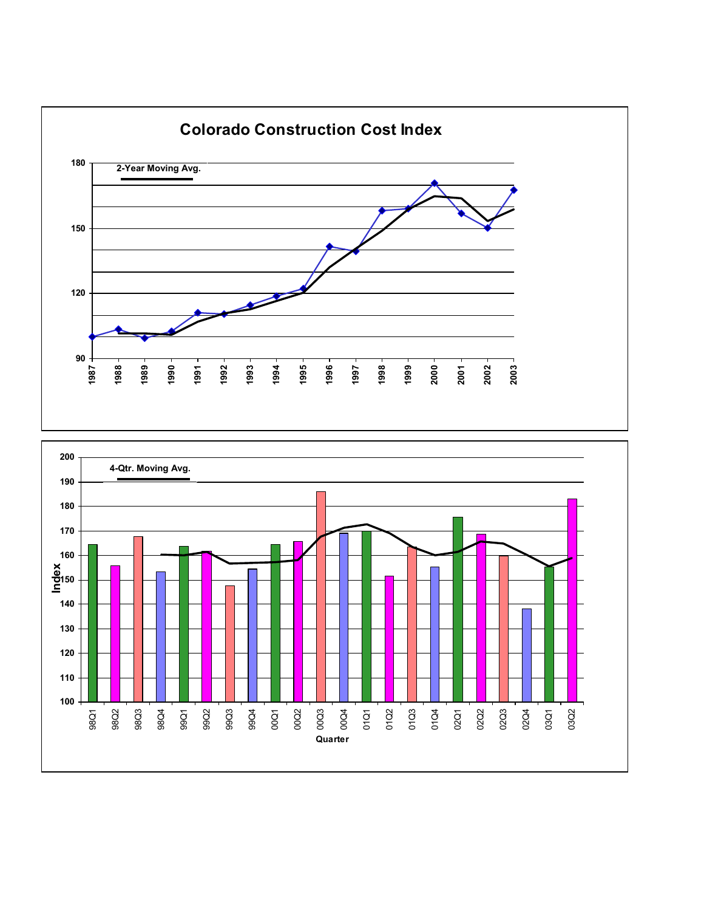## Colorado Construction Cost Index

2-Year Moving Avg.

180
150
120
90

1987 1988 1989 1990 1991 1992 1993 1994 1995 1996 1997 1998 1999 2000 2001 2002 2003

4-Qtr. Moving Avg.

Index

200
190
180
170
160
150
140
130
120
110
100

98Q1 98Q2 98Q3 98Q4 99Q1 99Q2 99Q3 99Q4 00Q1 00Q2 00Q3 00Q4 01Q1 01Q2 01Q3 01Q4 02Q1 02Q2 02Q3 02Q4 03Q1 03Q2

Quarter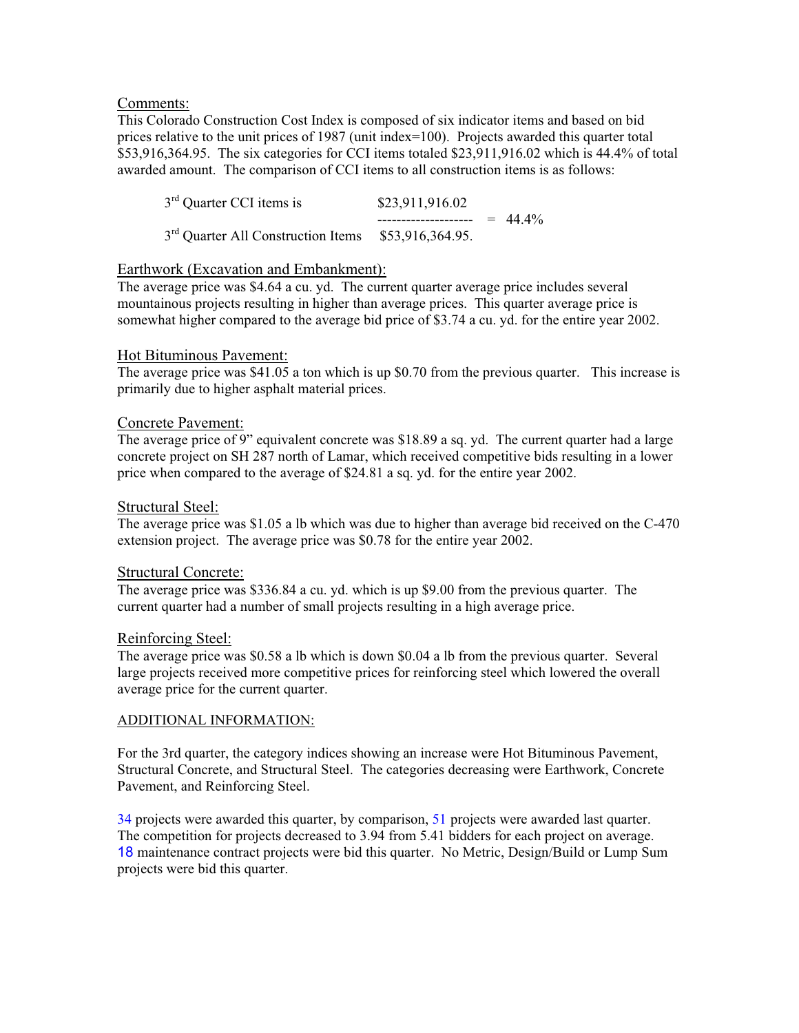## Comments:

This Colorado Construction Cost Index is composed of six indicator items and based on bid prices relative to the unit prices of 1987 (unit index=100). Projects awarded this quarter total $53,916,364.95. The six categories for CCI items totaled $23,911,916.02 which is 44.4% of total awarded amount. The comparison of CCI items to all construction items is as follows:

$$\frac{\text{3rd Quarter CCI items is } \$23{,}911{,}916.02}{\text{3rd Quarter All Construction Items } \$53{,}916{,}364.95} = 44.4\%$$

## Earthwork (Excavation and Embankment):

The average price was $4.64 a cu. yd. The current quarter average price includes several mountainous projects resulting in higher than average prices. This quarter average price is somewhat higher compared to the average bid price of $3.74 a cu. yd. for the entire year 2002.

## Hot Bituminous Pavement:

The average price was $41.05 a ton which is up $0.70 from the previous quarter. This increase is primarily due to higher asphalt material prices.

## Concrete Pavement:

The average price of 9" equivalent concrete was $18.89 a sq. yd. The current quarter had a large concrete project on SH 287 north of Lamar, which received competitive bids resulting in a lower price when compared to the average of $24.81 a sq. yd. for the entire year 2002.

## Structural Steel:

The average price was $1.05 a lb which was due to higher than average bid received on the C-470 extension project. The average price was $0.78 for the entire year 2002.

## Structural Concrete:

The average price was $336.84 a cu. yd. which is up $9.00 from the previous quarter. The current quarter had a number of small projects resulting in a high average price.

## Reinforcing Steel:

The average price was $0.58 a lb which is down $0.04 a lb from the previous quarter. Several large projects received more competitive prices for reinforcing steel which lowered the overall average price for the current quarter.

## ADDITIONAL INFORMATION:

For the 3rd quarter, the category indices showing an increase were Hot Bituminous Pavement, Structural Concrete, and Structural Steel. The categories decreasing were Earthwork, Concrete Pavement, and Reinforcing Steel.

34 projects were awarded this quarter, by comparison, 51 projects were awarded last quarter. The competition for projects decreased to 3.94 from 5.41 bidders for each project on average. 18 maintenance contract projects were bid this quarter. No Metric, Design/Build or Lump Sum projects were bid this quarter.